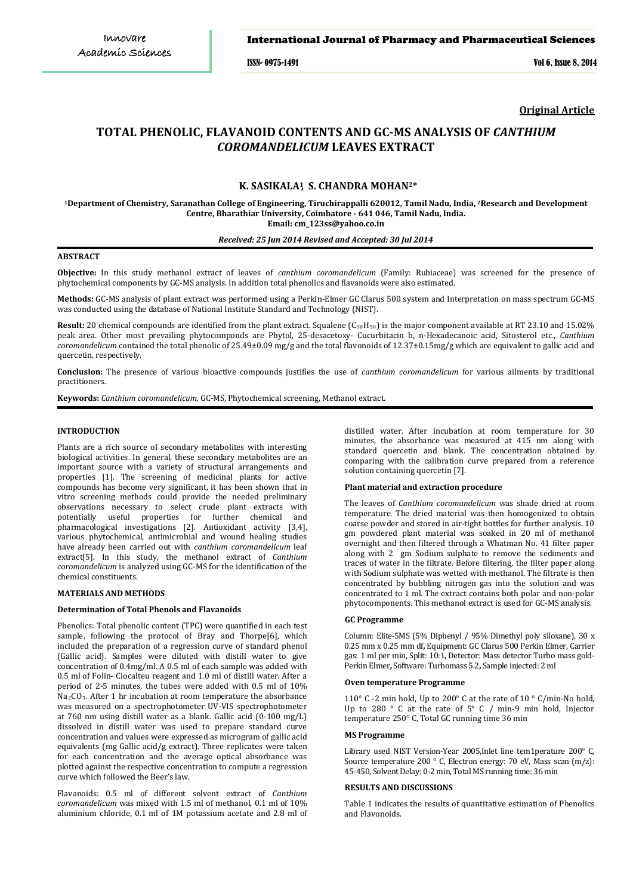**Original Article**

# TOTAL PHENOLIC, FLAVANOID CONTENTS AND GC-MS ANALYSIS OF *CANTHIUM COROMANDELICUM* LEAVES EXTRACT

**K. SASIKALA[1], S. CHANDRA MOHAN[2]***

**[1]Department of Chemistry, Saranathan College of Engineering, Tiruchirappalli 620012, Tamil Nadu, India, [2]Research and Development Centre, Bharathiar University, Coimbatore - 641 046, Tamil Nadu, India.**
**Email: cm_123ss@yahoo.co.in**

***Received: 25 Jun 2014 Revised and Accepted: 30 Jul 2014***

## ABSTRACT

**Objective:** In this study methanol extract of leaves of *canthium coromandelicum* (Family: Rubiaceae) was screened for the presence of phytochemical components by GC-MS analysis. In addition total phenolics and flavanoids were also estimated.

**Methods:** GC-MS analysis of plant extract was performed using a Perkin-Elmer GC Clarus 500 system and Interpretation on mass spectrum GC-MS was conducted using the database of National Institute Standard and Technology (NIST).

**Result:** 20 chemical compounds are identified from the plant extract. Squalene ($C_{30}H_{50}$) is the major component available at RT 23.10 and 15.02% peak area. Other most prevailing phytocomponds are Phytol, 25-desacetoxy- Cucurbitacin b, n-Hexadecanoic acid, Sitosterol etc., *Canthium coromandelicum* contained the total phenolic of 25.49±0.09 mg/g and the total flavonoids of 12.37±0.15mg/g which are equivalent to gallic acid and quercetin, respectively.

**Conclusion:** The presence of various bioactive compounds justifies the use of *canthium coromandelicum* for various ailments by traditional practitioners.

**Keywords:** *Canthium coromandelicum,* GC-MS, Phytochemical screening, Methanol extract.

## INTRODUCTION

Plants are a rich source of secondary metabolites with interesting biological activities. In general, these secondary metabolites are an important source with a variety of structural arrangements and properties [1]. The screening of medicinal plants for active compounds has become very significant, it has been shown that in vitro screening methods could provide the needed preliminary observations necessary to select crude plant extracts with potentially useful properties for further chemical and pharmacological investigations [2]. Antioxidant activity [3,4], various phytochemical, antimicrobial and wound healing studies have already been carried out with *canthium coromandelicum* leaf extract[5]. In this study, the methanol extract of *Canthium coromandelicum* is analyzed using GC-MS for the identification of the chemical constituents.

## MATERIALS AND METHODS

### Determination of Total Phenols and Flavanoids

Phenolics: Total phenolic content (TPC) were quantified in each test sample, following the protocol of Bray and Thorpe[6], which included the preparation of a regression curve of standard phenol (Gallic acid). Samples were diluted with distill water to give concentration of 0.4mg/ml. A 0.5 ml of each sample was added with 0.5 ml of Folin- Ciocalteu reagent and 1.0 ml of distill water. After a period of 2-5 minutes, the tubes were added with 0.5 ml of 10% $Na_2CO_3$. After 1 hr incubation at room temperature the absorbance was measured on a spectrophotometer UV-VIS spectrophotometer at 760 nm using distill water as a blank. Gallic acid (0-100 mg/L) dissolved in distill water was used to prepare standard curve concentration and values were expressed as microgram of gallic acid equivalents (mg Gallic acid/g extract). Three replicates were taken for each concentration and the average optical absorbance was plotted against the respective concentration to compute a regression curve which followed the Beer's law.

Flavanoids: 0.5 ml of different solvent extract of *Canthium coromandelicum* was mixed with 1.5 ml of methanol, 0.1 ml of 10% aluminium chloride, 0.1 ml of 1M potassium acetate and 2.8 ml of distilled water. After incubation at room temperature for 30 minutes, the absorbance was measured at 415 nm along with standard quercetin and blank. The concentration obtained by comparing with the calibration curve prepared from a reference solution containing quercetin [7].

### Plant material and extraction procedure

The leaves of *Canthium coromandelicum* was shade dried at room temperature. The dried material was then homogenized to obtain coarse powder and stored in air-tight bottles for further analysis. 10 gm powdered plant material was soaked in 20 ml of methanol overnight and then filtered through a Whatman No. 41 filter paper along with 2 gm Sodium sulphate to remove the sediments and traces of water in the filtrate. Before filtering, the filter paper along with Sodium sulphate was wetted with methanol. The filtrate is then concentrated by bubbling nitrogen gas into the solution and was concentrated to 1 ml. The extract contains both polar and non-polar phytocomponents. This methanol extract is used for GC-MS analysis.

### GC Programme

Column: Elite-5MS (5% Diphenyl / 95% Dimethyl poly siloxane), 30 x 0.25 mm x 0.25 mm df**,** Equipment: GC Clarus 500 Perkin Elmer, Carrier gas: 1 ml per min, Split: 10:1, Detector: Mass detector Turbo mass gold-Perkin Elmer**,** Software: Turbomass 5.2**,** Sample injected: 2 ml

### Oven temperature Programme

110° C -2 min hold, Up to 200° C at the rate of 10 ° C/min-No hold, Up to 280 ° C at the rate of 5° C / min-9 min hold, Injector temperature 250° C, Total GC running time 36 min

### MS Programme

Library used NIST Version-Year 2005,Inlet line tem1perature 200° C, Source temperature 200 ° C, Electron energy: 70 eV, Mass scan (m/z): 45-450, Solvent Delay: 0-2 min, Total MS running time: 36 min

## RESULTS AND DISCUSSIONS

Table 1 indicates the results of quantitative estimation of Phenolics and Flavonoids.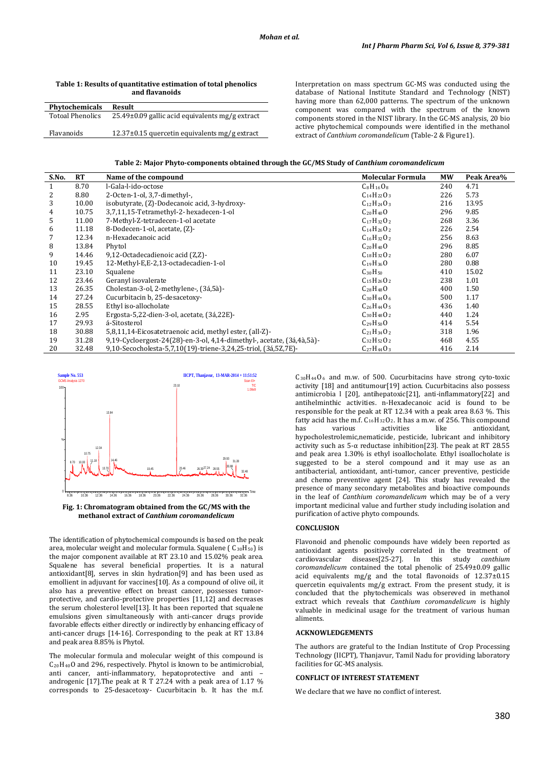**Table 1: Results of quantitative estimation of total phenolics and flavanoids**

| Phytochemicals | Result |
|---|---|
| Totoal Phenolics | 25.49±0.09 gallic acid equivalents mg/g extract |
| Flavanoids | 12.37±0.15 quercetin equivalents mg/g extract |

Interpretation on mass spectrum GC-MS was conducted using the database of National Institute Standard and Technology (NIST) having more than 62,000 patterns. The spectrum of the unknown component was compared with the spectrum of the known components stored in the NIST library. In the GC-MS analysis, 20 bio active phytochemical compounds were identified in the methanol extract of *Canthium coromandelicum* (Table-2 & Figure1).

**Table 2: Major Phyto-components obtained through the GC/MS Study of *Canthium coromandelicum***

| S.No. | RT | Name of the compound | Molecular Formula | MW | Peak Area% |
|---|---|---|---|---|---|
| 1 | 8.70 | l-Gala-l-ido-octose | $C_8H_{16}O_8$ | 240 | 4.71 |
| 2 | 8.80 | 2-Octen-1-ol, 3,7-dimethyl-, | $C_{14}H_{22}O_3$ | 226 | 5.73 |
| 3 | 10.00 | isobutyrate, (Z)-Dodecanoic acid, 3-hydroxy- | $C_{12}H_{24}O_3$ | 216 | 13.95 |
| 4 | 10.75 | 3,7,11,15-Tetramethyl-2- hexadecen-1-ol | $C_{20}H_{40}O$ | 296 | 9.85 |
| 5 | 11.00 | 7-Methyl-Z-tetradecen-1-ol acetate | $C_{17}H_{32}O_2$ | 268 | 3.36 |
| 6 | 11.18 | 8-Dodecen-1-ol, acetate, (Z)- | $C_{14}H_{26}O_2$ | 226 | 2.54 |
| 7 | 12.34 | n-Hexadecanoic acid | $C_{16}H_{32}O_2$ | 256 | 8.63 |
| 8 | 13.84 | Phytol | $C_{20}H_{40}O$ | 296 | 8.85 |
| 9 | 14.46 | 9,12-Octadecadienoic acid (Z,Z)- | $C_{18}H_{32}O_2$ | 280 | 6.07 |
| 10 | 19.45 | 12-Methyl-E,E-2,13-octadecadien-1-ol | $C_{19}H_{36}O$ | 280 | 0.88 |
| 11 | 23.10 | Squalene | $C_{30}H_{50}$ | 410 | 15.02 |
| 12 | 23.46 | Geranyl isovalerate | $C_{15}H_{26}O_2$ | 238 | 1.01 |
| 13 | 26.35 | Cholestan-3-ol, 2-methylene-, (3á,5à)- | $C_{28}H_{48}O$ | 400 | 1.50 |
| 14 | 27.24 | Cucurbitacin b, 25-desacetoxy- | $C_{30}H_{44}O_6$ | 500 | 1.17 |
| 15 | 28.55 | Ethyl iso-allocholate | $C_{26}H_{44}O_5$ | 436 | 1.40 |
| 16 | 2.95 | Ergosta-5,22-dien-3-ol, acetate, (3á,22E)- | $C_{30}H_{48}O_2$ | 440 | 1.24 |
| 17 | 29.93 | á-Sitosterol | $C_{29}H_{50}O$ | 414 | 5.54 |
| 18 | 30.88 | 5,8,11,14-Eicosatetraenoic acid, methyl ester, (all-Z)- | $C_{21}H_{34}O_2$ | 318 | 1.96 |
| 19 | 31.28 | 9,19-Cycloergost-24(28)-en-3-ol, 4,14-dimethyl-, acetate, (3á,4à,5à)- | $C_{32}H_{52}O_2$ | 468 | 4.55 |
| 20 | 32.48 | 9,10-Secocholesta-5,7,10(19)-triene-3,24,25-triol, (3á,5Z,7E)- | $C_{27}H_{44}O_3$ | 416 | 2.14 |

**Fig. 1: Chromatogram obtained from the GC/MS with the methanol extract of *Canthium coromandelicum***

The identification of phytochemical compounds is based on the peak area, molecular weight and molecular formula. Squalene ( $C_{30}H_{50}$) is the major component available at RT 23.10 and 15.02% peak area. Squalene has several beneficial properties. It is a natural antioxidant[8], serves in skin hydration[9] and has been used as emollient in adjuvant for vaccines[10]. As a compound of olive oil, it also has a preventive effect on breast cancer, possesses tumor-protective, and cardio-protective properties [11,12] and decreases the serum cholesterol level[13]. It has been reported that squalene emulsions given simultaneously with anti-cancer drugs provide favorable effects either directly or indirectly by enhancing efficacy of anti-cancer drugs [14-16]. Corresponding to the peak at RT 13.84 and peak area 8.85% is Phytol.

The molecular formula and molecular weight of this compound is $C_{20}H_{40}O$ and 296, respectively. Phytol is known to be antimicrobial, anti cancer, anti-inflammatory, hepatoprotective and anti – androgenic [17].The peak at R T 27.24 with a peak area of 1.17 % corresponds to 25-desacetoxy- Cucurbitacin b. It has the m.f. $C_{30}H_{44}O_6$ and m.w. of 500. Cucurbitacins have strong cyto-toxic activity [18] and antitumour[19] action. Cucurbitacins also possess antimicrobia l [20], antihepatoxic[21], anti-inflammatory[22] and antihelminthic activities. n-Hexadecanoic acid is found to be responsible for the peak at RT 12.34 with a peak area 8.63 %. This fatty acid has the m.f. $C_{16}H_{32}O_2$. It has a m.w. of 256. This compound has various activities like antioxidant, hypocholestrolemic,nematicide, pesticide, lubricant and inhibitory activity such as 5-α reductase inhibition[23]. The peak at RT 28.55 and peak area 1.30% is ethyl isoallocholate. Ethyl isoallocholate is suggested to be a sterol compound and it may use as an antibacterial, antioxidant, anti-tumor, cancer preventive, pesticide and chemo preventive agent [24]. This study has revealed the presence of many secondary metabolites and bioactive compounds in the leaf of *Canthium coromandelicum* which may be of a very important medicinal value and further study including isolation and purification of active phyto compounds.

## CONCLUSION

Flavonoid and phenolic compounds have widely been reported as antioxidant agents positively correlated in the treatment of cardiovascular diseases[25-27]. In this study *canthium coromandelicum* contained the total phenolic of 25.49±0.09 gallic acid equivalents mg/g and the total flavonoids of 12.37±0.15 quercetin equivalents mg/g extract. From the present study, it is concluded that the phytochemicals was obsereved in methanol extract which reveals that *Canthium coromandelicum* is highly valuable in medicinal usage for the treatment of various human aliments.

## ACKNOWLEDGEMENTS

The authors are grateful to the Indian Institute of Crop Processing Technology (IICPT), Thanjavur, Tamil Nadu for providing laboratory facilities for GC-MS analysis.

## CONFLICT OF INTEREST STATEMENT

We declare that we have no conflict of interest.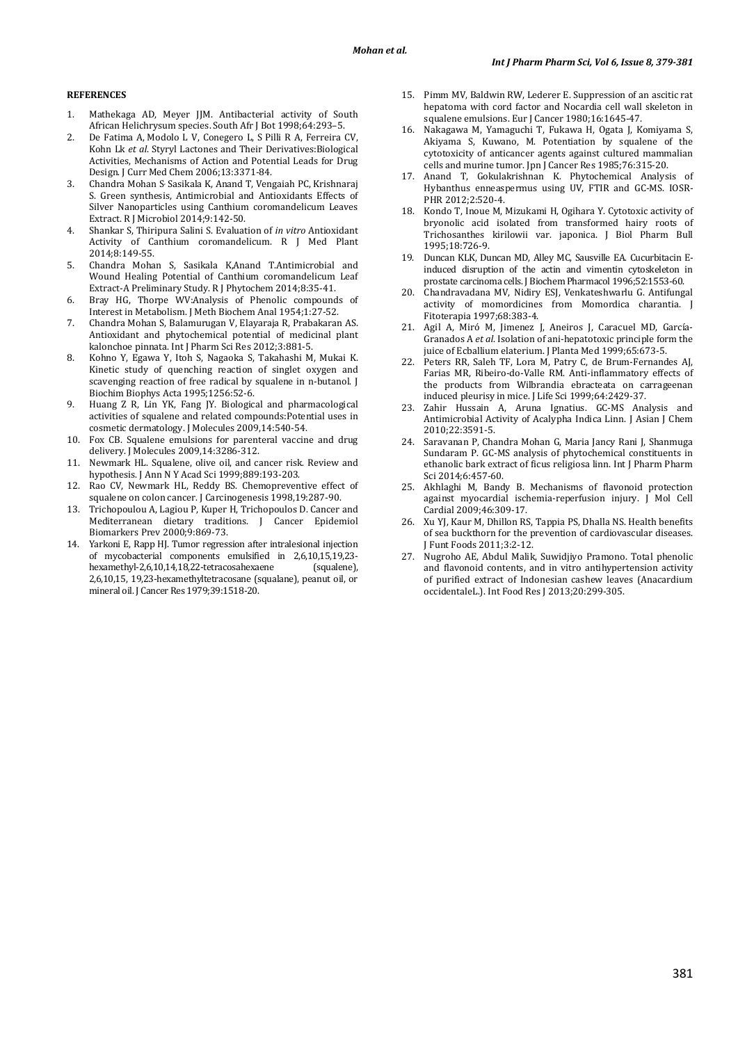**REFERENCES**

1. Mathekaga AD, Meyer JJM. Antibacterial activity of South African Helichrysum species. South Afr J Bot 1998;64:293–5.
2. De Fatima A, Modolo L V, Conegero L, S Pilli R A, Ferreira CV, Kohn Lk *et al*. Styryl Lactones and Their Derivatives:Biological Activities, Mechanisms of Action and Potential Leads for Drug Design. J Curr Med Chem 2006;13:3371-84.
3. Chandra Mohan S, Sasikala K, Anand T, Vengaiah PC, Krishnaraj S. Green synthesis, Antimicrobial and Antioxidants Effects of Silver Nanoparticles using Canthium coromandelicum Leaves Extract. R J Microbiol 2014;9:142-50.
4. Shankar S, Thiripura Salini S. Evaluation of *in vitro* Antioxidant Activity of Canthium coromandelicum. R J Med Plant 2014;8:149-55.
5. Chandra Mohan S, Sasikala K,Anand T.Antimicrobial and Wound Healing Potential of Canthium coromandelicum Leaf Extract-A Preliminary Study. R J Phytochem 2014;8:35-41.
6. Bray HG, Thorpe WV:Analysis of Phenolic compounds of Interest in Metabolism. J Meth Biochem Anal 1954;1:27-52.
7. Chandra Mohan S, Balamurugan V, Elayaraja R, Prabakaran AS. Antioxidant and phytochemical potential of medicinal plant kalonchoe pinnata. Int J Pharm Sci Res 2012;3:881-5.
8. Kohno Y, Egawa Y, Itoh S, Nagaoka S, Takahashi M, Mukai K. Kinetic study of quenching reaction of singlet oxygen and scavenging reaction of free radical by squalene in n-butanol. J Biochim Biophys Acta 1995;1256:52-6.
9. Huang Z R, Lin YK, Fang JY. Biological and pharmacological activities of squalene and related compounds:Potential uses in cosmetic dermatology. J Molecules 2009,14:540-54.
10. Fox CB. Squalene emulsions for parenteral vaccine and drug delivery. J Molecules 2009,14:3286-312.
11. Newmark HL. Squalene, olive oil, and cancer risk. Review and hypothesis. J Ann N Y Acad Sci 1999;889:193-203.
12. Rao CV, Newmark HL, Reddy BS. Chemopreventive effect of squalene on colon cancer. J Carcinogenesis 1998,19:287-90.
13. Trichopoulou A, Lagiou P, Kuper H, Trichopoulos D. Cancer and Mediterranean dietary traditions. J Cancer Epidemiol Biomarkers Prev 2000;9:869-73.
14. Yarkoni E, Rapp HJ. Tumor regression after intralesional injection of mycobacterial components emulsified in 2,6,10,15,19,23-hexamethyl-2,6,10,14,18,22-tetracosahexaene (squalene), 2,6,10,15, 19,23-hexamethyltetracosane (squalane), peanut oil, or mineral oil. J Cancer Res 1979;39:1518-20.
15. Pimm MV, Baldwin RW, Lederer E. Suppression of an ascitic rat hepatoma with cord factor and Nocardia cell wall skeleton in squalene emulsions. Eur J Cancer 1980;16:1645-47.
16. Nakagawa M, Yamaguchi T, Fukawa H, Ogata J, Komiyama S, Akiyama S, Kuwano, M. Potentiation by squalene of the cytotoxicity of anticancer agents against cultured mammalian cells and murine tumor. Jpn J Cancer Res 1985;76:315-20.
17. Anand T, Gokulakrishnan K. Phytochemical Analysis of Hybanthus enneaspermus using UV, FTIR and GC-MS. IOSR-PHR 2012;2:520-4.
18. Kondo T, Inoue M, Mizukami H, Ogihara Y. Cytotoxic activity of bryonolic acid isolated from transformed hairy roots of Trichosanthes kirilowii var. japonica. J Biol Pharm Bull 1995;18:726-9.
19. Duncan KLK, Duncan MD, Alley MC, Sausville EA. Cucurbitacin E-induced disruption of the actin and vimentin cytoskeleton in prostate carcinoma cells. J Biochem Pharmacol 1996;52:1553-60.
20. Chandravadana MV, Nidiry ESJ, Venkateshwarlu G. Antifungal activity of momordicines from Momordica charantia. J Fitoterapia 1997;68:383-4.
21. Agil A, Miró M, Jimenez J, Aneiros J, Caracuel MD, García-Granados A *et al*. Isolation of ani-hepatotoxic principle form the juice of Ecballium elaterium. J Planta Med 1999;65:673-5.
22. Peters RR, Saleh TF, Lora M, Patry C, de Brum-Fernandes AJ, Farias MR, Ribeiro-do-Valle RM. Anti-inflammatory effects of the products from Wilbrandia ebracteata on carrageenan induced pleurisy in mice. J Life Sci 1999;64:2429-37.
23. Zahir Hussain A, Aruna Ignatius. GC-MS Analysis and Antimicrobial Activity of Acalypha Indica Linn. J Asian J Chem 2010;22:3591-5.
24. Saravanan P, Chandra Mohan G, Maria Jancy Rani J, Shanmuga Sundaram P. GC-MS analysis of phytochemical constituents in ethanolic bark extract of ficus religiosa linn. Int J Pharm Pharm Sci 2014;6:457-60.
25. Akhlaghi M, Bandy B. Mechanisms of flavonoid protection against myocardial ischemia-reperfusion injury. J Mol Cell Cardial 2009;46:309-17.
26. Xu YJ, Kaur M, Dhillon RS, Tappia PS, Dhalla NS. Health benefits of sea buckthorn for the prevention of cardiovascular diseases. J Funt Foods 2011;3:2-12.
27. Nugroho AE, Abdul Malik, Suwidjiyo Pramono. Total phenolic and flavonoid contents, and in vitro antihypertension activity of purified extract of Indonesian cashew leaves (Anacardium occidentaleL.). Int Food Res J 2013;20:299-305.